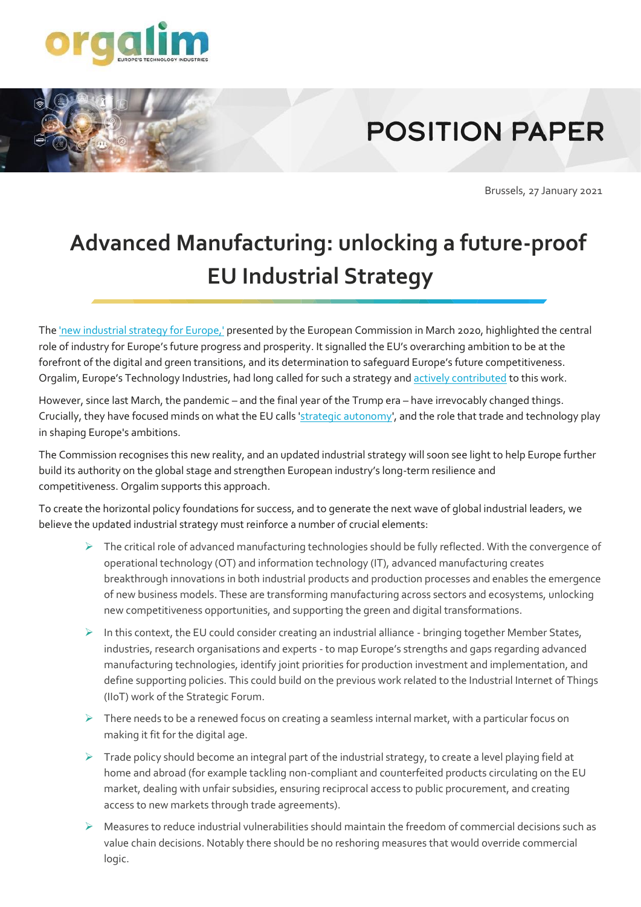POSITION PAPER

Brussels, 27 January 2021

# Advanced Manufacturing: unlocking a future-proof EU Industrial Strategy

The 'new industrial strategy for Europe,' presented by the European Commission in March 2020, highlighted the central role of industry for Europe's future progress and prosperity. It signalled the EU's overarching ambition to be at the forefront of the digital and green transitions, and its determination to safeguard Europe's future competitiveness. Orgalim, Europe's Technology Industries, had long called for such a strategy and actively contributed to this work.

However, since last March, the pandemic – and the final year of the Trump era – have irrevocably changed things. Crucially, they have focused minds on what the EU calls 'strategic autonomy', and the role that trade and technology play in shaping Europe's ambitions.

The Commission recognises this new reality, and an updated industrial strategy will soon see light to help Europe further build its authority on the global stage and strengthen European industry's long-term resilience and competitiveness. Orgalim supports this approach.

To create the horizontal policy foundations for success, and to generate the next wave of global industrial leaders, we believe the updated industrial strategy must reinforce a number of crucial elements:

- The critical role of advanced manufacturing technologies should be fully reflected. With the convergence of operational technology (OT) and information technology (IT), advanced manufacturing creates breakthrough innovations in both industrial products and production processes and enables the emergence of new business models. These are transforming manufacturing across sectors and ecosystems, unlocking new competitiveness opportunities, and supporting the green and digital transformations.
- In this context, the EU could consider creating an industrial alliance - bringing together Member States, industries, research organisations and experts - to map Europe's strengths and gaps regarding advanced manufacturing technologies, identify joint priorities for production investment and implementation, and define supporting policies. This could build on the previous work related to the Industrial Internet of Things (IIoT) work of the Strategic Forum.
- There needs to be a renewed focus on creating a seamless internal market, with a particular focus on making it fit for the digital age.
- Trade policy should become an integral part of the industrial strategy, to create a level playing field at home and abroad (for example tackling non-compliant and counterfeited products circulating on the EU market, dealing with unfair subsidies, ensuring reciprocal access to public procurement, and creating access to new markets through trade agreements).
- Measures to reduce industrial vulnerabilities should maintain the freedom of commercial decisions such as value chain decisions. Notably there should be no reshoring measures that would override commercial logic.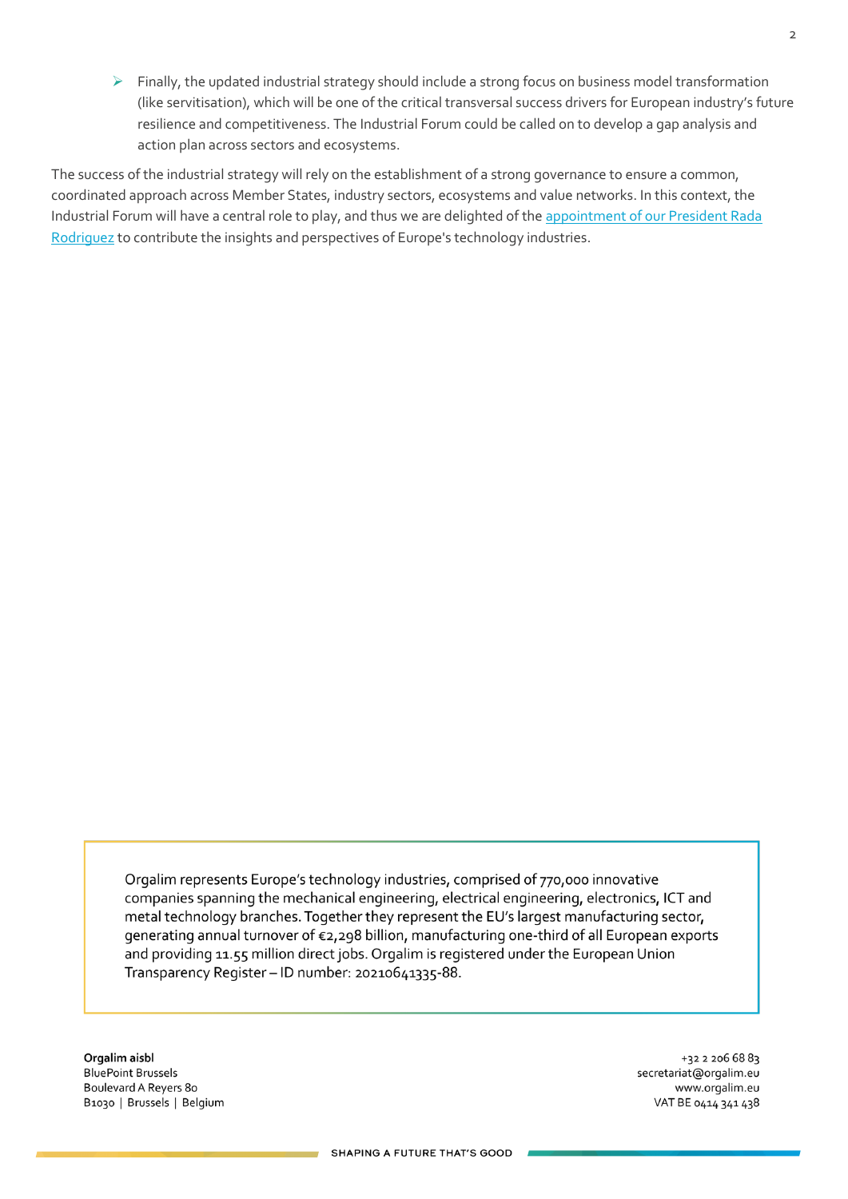- Finally, the updated industrial strategy should include a strong focus on business model transformation (like servitisation), which will be one of the critical transversal success drivers for European industry's future resilience and competitiveness. The Industrial Forum could be called on to develop a gap analysis and action plan across sectors and ecosystems.

The success of the industrial strategy will rely on the establishment of a strong governance to ensure a common, coordinated approach across Member States, industry sectors, ecosystems and value networks. In this context, the Industrial Forum will have a central role to play, and thus we are delighted of the appointment of our President Rada Rodriguez to contribute the insights and perspectives of Europe's technology industries.

Orgalim represents Europe's technology industries, comprised of 770,000 innovative companies spanning the mechanical engineering, electrical engineering, electronics, ICT and metal technology branches. Together they represent the EU's largest manufacturing sector, generating annual turnover of €2,298 billion, manufacturing one-third of all European exports and providing 11.55 million direct jobs. Orgalim is registered under the European Union Transparency Register – ID number: 20210641335-88.

**Orgalim aisbl**
BluePoint Brussels
Boulevard A Reyers 80
B1030 | Brussels | Belgium

+32 2 206 68 83
secretariat@orgalim.eu
www.orgalim.eu
VAT BE 0414 341 438

SHAPING A FUTURE THAT'S GOOD